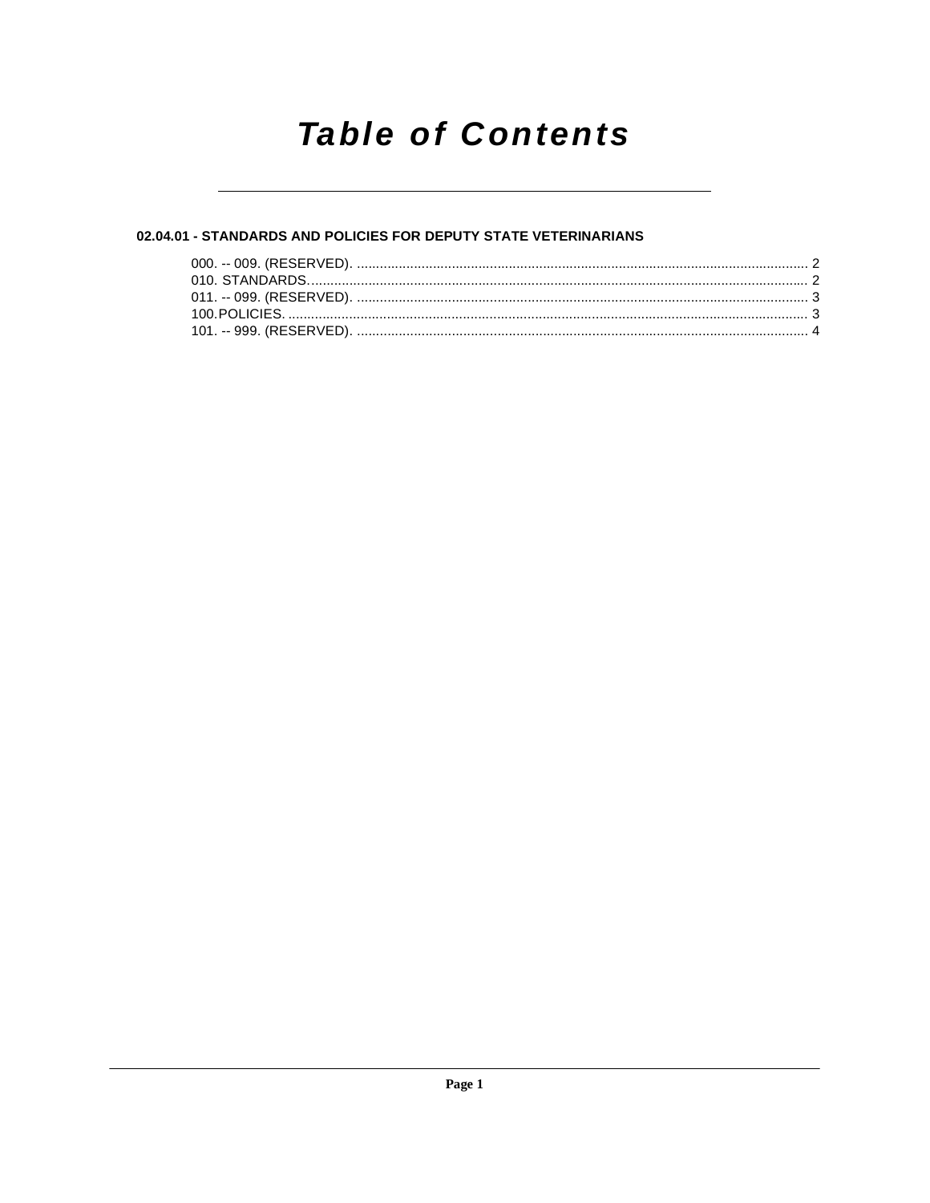# Table of Contents

**02.04.01 - STANDARDS AND POLICIES FOR DEPUTY STATE VETERINARIANS**

000. -- 009. (RESERVED). ........................................................................................................ 2
010. STANDARDS. ..................................................................................................................... 2
011. -- 099. (RESERVED). ........................................................................................................ 3
100. POLICIES. ........................................................................................................................... 3
101. -- 999. (RESERVED). ........................................................................................................ 4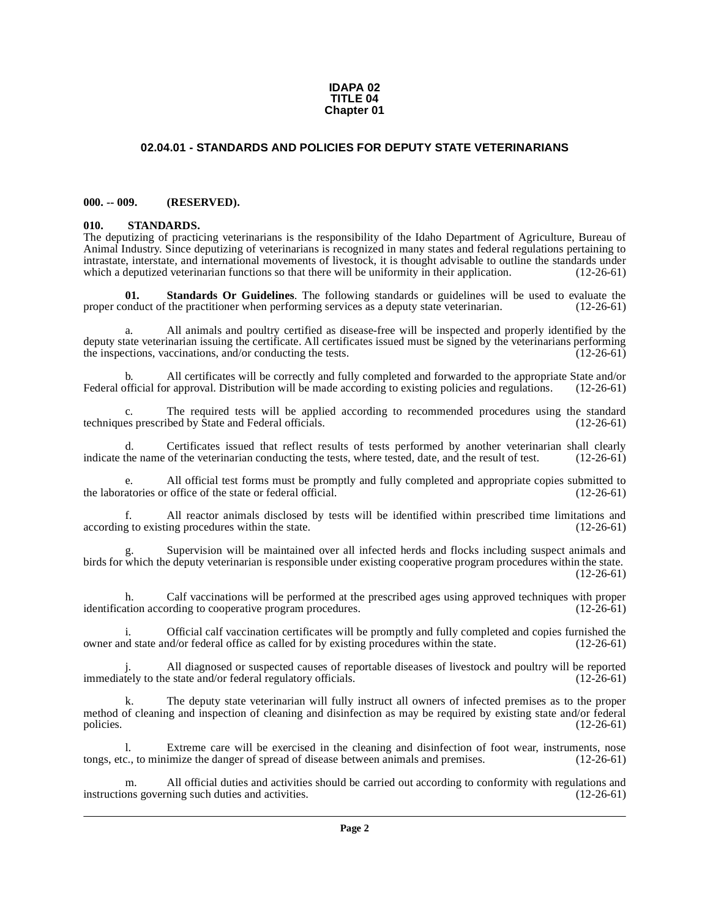**IDAPA 02**
**TITLE 04**
**Chapter 01**

## 02.04.01 - STANDARDS AND POLICIES FOR DEPUTY STATE VETERINARIANS

### 000. -- 009. (RESERVED).

### 010. STANDARDS.

The deputizing of practicing veterinarians is the responsibility of the Idaho Department of Agriculture, Bureau of Animal Industry. Since deputizing of veterinarians is recognized in many states and federal regulations pertaining to intrastate, interstate, and international movements of livestock, it is thought advisable to outline the standards under which a deputized veterinarian functions so that there will be uniformity in their application. (12-26-61)

**01. Standards Or Guidelines**. The following standards or guidelines will be used to evaluate the proper conduct of the practitioner when performing services as a deputy state veterinarian. (12-26-61)

a. All animals and poultry certified as disease-free will be inspected and properly identified by the deputy state veterinarian issuing the certificate. All certificates issued must be signed by the veterinarians performing the inspections, vaccinations, and/or conducting the tests. (12-26-61)

b. All certificates will be correctly and fully completed and forwarded to the appropriate State and/or Federal official for approval. Distribution will be made according to existing policies and regulations. (12-26-61)

c. The required tests will be applied according to recommended procedures using the standard techniques prescribed by State and Federal officials. (12-26-61)

d. Certificates issued that reflect results of tests performed by another veterinarian shall clearly indicate the name of the veterinarian conducting the tests, where tested, date, and the result of test. (12-26-61)

e. All official test forms must be promptly and fully completed and appropriate copies submitted to the laboratories or office of the state or federal official. (12-26-61)

f. All reactor animals disclosed by tests will be identified within prescribed time limitations and according to existing procedures within the state. (12-26-61)

g. Supervision will be maintained over all infected herds and flocks including suspect animals and birds for which the deputy veterinarian is responsible under existing cooperative program procedures within the state. (12-26-61)

h. Calf vaccinations will be performed at the prescribed ages using approved techniques with proper identification according to cooperative program procedures. (12-26-61)

i. Official calf vaccination certificates will be promptly and fully completed and copies furnished the owner and state and/or federal office as called for by existing procedures within the state. (12-26-61)

j. All diagnosed or suspected causes of reportable diseases of livestock and poultry will be reported immediately to the state and/or federal regulatory officials. (12-26-61)

k. The deputy state veterinarian will fully instruct all owners of infected premises as to the proper method of cleaning and inspection of cleaning and disinfection as may be required by existing state and/or federal policies. (12-26-61)

l. Extreme care will be exercised in the cleaning and disinfection of foot wear, instruments, nose tongs, etc., to minimize the danger of spread of disease between animals and premises. (12-26-61)

m. All official duties and activities should be carried out according to conformity with regulations and instructions governing such duties and activities. (12-26-61)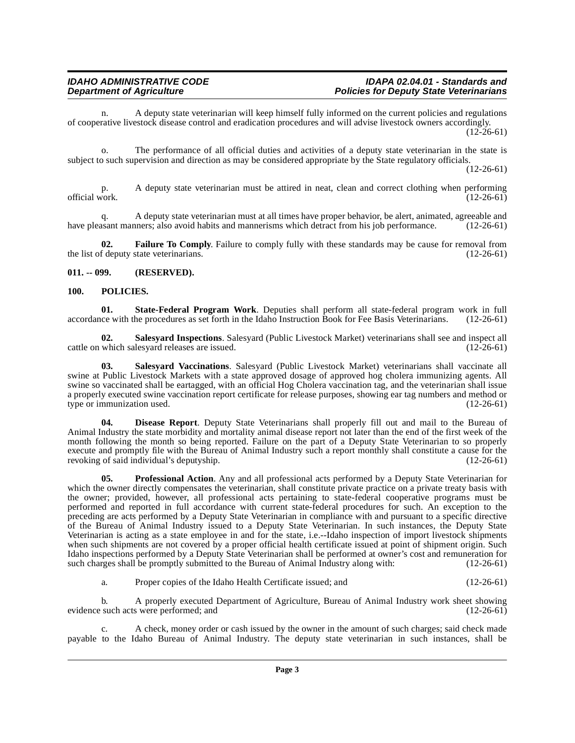n. A deputy state veterinarian will keep himself fully informed on the current policies and regulations of cooperative livestock disease control and eradication procedures and will advise livestock owners accordingly. (12-26-61)

o. The performance of all official duties and activities of a deputy state veterinarian in the state is subject to such supervision and direction as may be considered appropriate by the State regulatory officials. (12-26-61)

p. A deputy state veterinarian must be attired in neat, clean and correct clothing when performing official work. (12-26-61)

q. A deputy state veterinarian must at all times have proper behavior, be alert, animated, agreeable and have pleasant manners; also avoid habits and mannerisms which detract from his job performance. (12-26-61)

**02. Failure To Comply**. Failure to comply fully with these standards may be cause for removal from the list of deputy state veterinarians. (12-26-61)

## 011. -- 099. (RESERVED).

## 100. POLICIES.

**01. State-Federal Program Work**. Deputies shall perform all state-federal program work in full accordance with the procedures as set forth in the Idaho Instruction Book for Fee Basis Veterinarians. (12-26-61)

**02. Salesyard Inspections**. Salesyard (Public Livestock Market) veterinarians shall see and inspect all cattle on which salesyard releases are issued. (12-26-61)

**03. Salesyard Vaccinations**. Salesyard (Public Livestock Market) veterinarians shall vaccinate all swine at Public Livestock Markets with a state approved dosage of approved hog cholera immunizing agents. All swine so vaccinated shall be eartagged, with an official Hog Cholera vaccination tag, and the veterinarian shall issue a properly executed swine vaccination report certificate for release purposes, showing ear tag numbers and method or type or immunization used. (12-26-61)

**04. Disease Report**. Deputy State Veterinarians shall properly fill out and mail to the Bureau of Animal Industry the state morbidity and mortality animal disease report not later than the end of the first week of the month following the month so being reported. Failure on the part of a Deputy State Veterinarian to so properly execute and promptly file with the Bureau of Animal Industry such a report monthly shall constitute a cause for the revoking of said individual's deputyship. (12-26-61)

**05. Professional Action**. Any and all professional acts performed by a Deputy State Veterinarian for which the owner directly compensates the veterinarian, shall constitute private practice on a private treaty basis with the owner; provided, however, all professional acts pertaining to state-federal cooperative programs must be performed and reported in full accordance with current state-federal procedures for such. An exception to the preceding are acts performed by a Deputy State Veterinarian in compliance with and pursuant to a specific directive of the Bureau of Animal Industry issued to a Deputy State Veterinarian. In such instances, the Deputy State Veterinarian is acting as a state employee in and for the state, i.e.--Idaho inspection of import livestock shipments when such shipments are not covered by a proper official health certificate issued at point of shipment origin. Such Idaho inspections performed by a Deputy State Veterinarian shall be performed at owner's cost and remuneration for such charges shall be promptly submitted to the Bureau of Animal Industry along with: (12-26-61)

a. Proper copies of the Idaho Health Certificate issued; and (12-26-61)

b. A properly executed Department of Agriculture, Bureau of Animal Industry work sheet showing evidence such acts were performed; and (12-26-61)

c. A check, money order or cash issued by the owner in the amount of such charges; said check made payable to the Idaho Bureau of Animal Industry. The deputy state veterinarian in such instances, shall be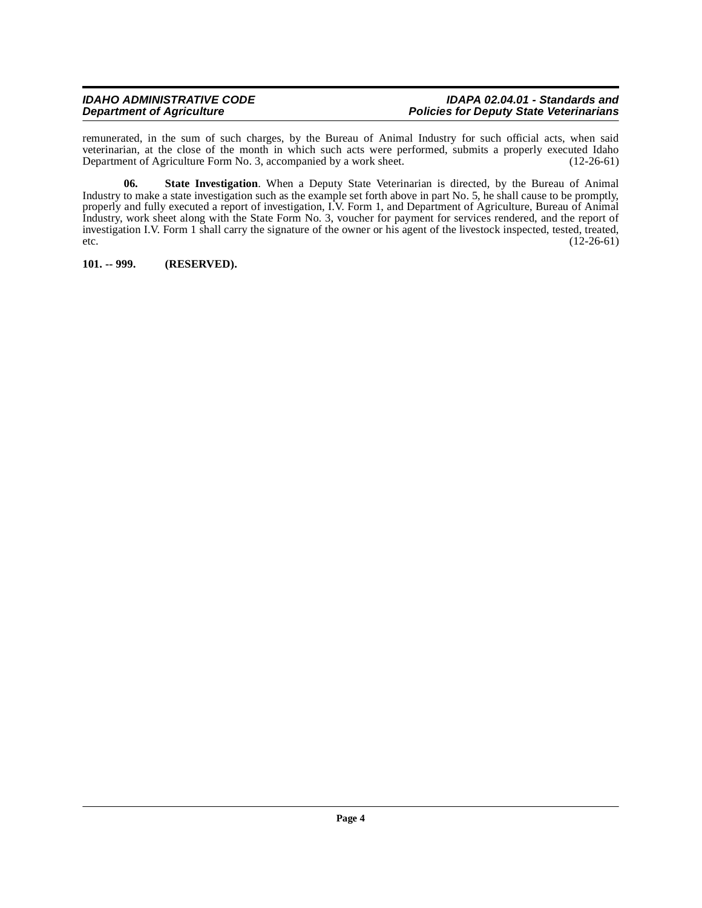remunerated, in the sum of such charges, by the Bureau of Animal Industry for such official acts, when said veterinarian, at the close of the month in which such acts were performed, submits a properly executed Idaho Department of Agriculture Form No. 3, accompanied by a work sheet. (12-26-61)

**06. State Investigation**. When a Deputy State Veterinarian is directed, by the Bureau of Animal Industry to make a state investigation such as the example set forth above in part No. 5, he shall cause to be promptly, properly and fully executed a report of investigation, I.V. Form 1, and Department of Agriculture, Bureau of Animal Industry, work sheet along with the State Form No. 3, voucher for payment for services rendered, and the report of investigation I.V. Form 1 shall carry the signature of the owner or his agent of the livestock inspected, tested, treated, etc. (12-26-61)

**101. -- 999. (RESERVED).**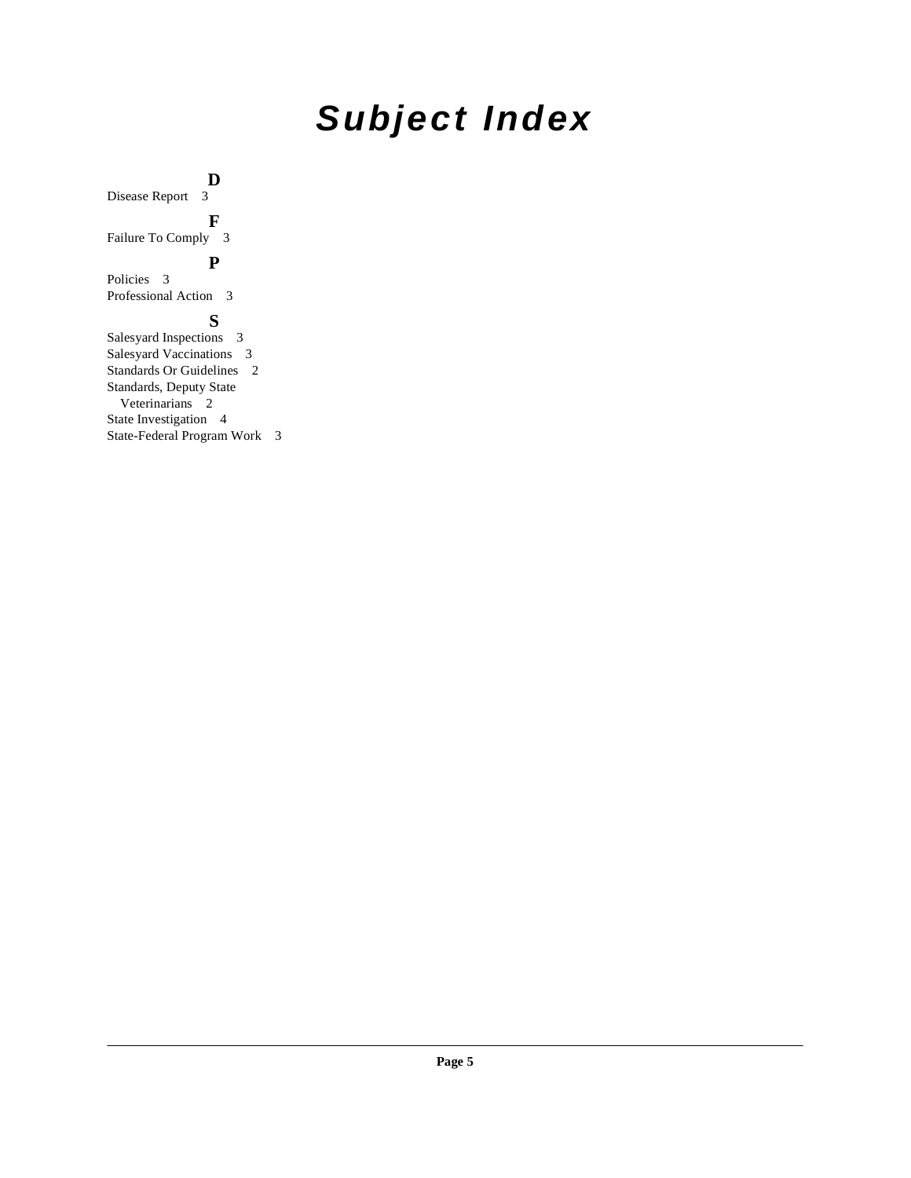# *Subject Index*

**D**

Disease Report 3

**F**

Failure To Comply 3

**P**

Policies 3
Professional Action 3

**S**

Salesyard Inspections 3
Salesyard Vaccinations 3
Standards Or Guidelines 2
Standards, Deputy State Veterinarians 2
State Investigation 4
State-Federal Program Work 3